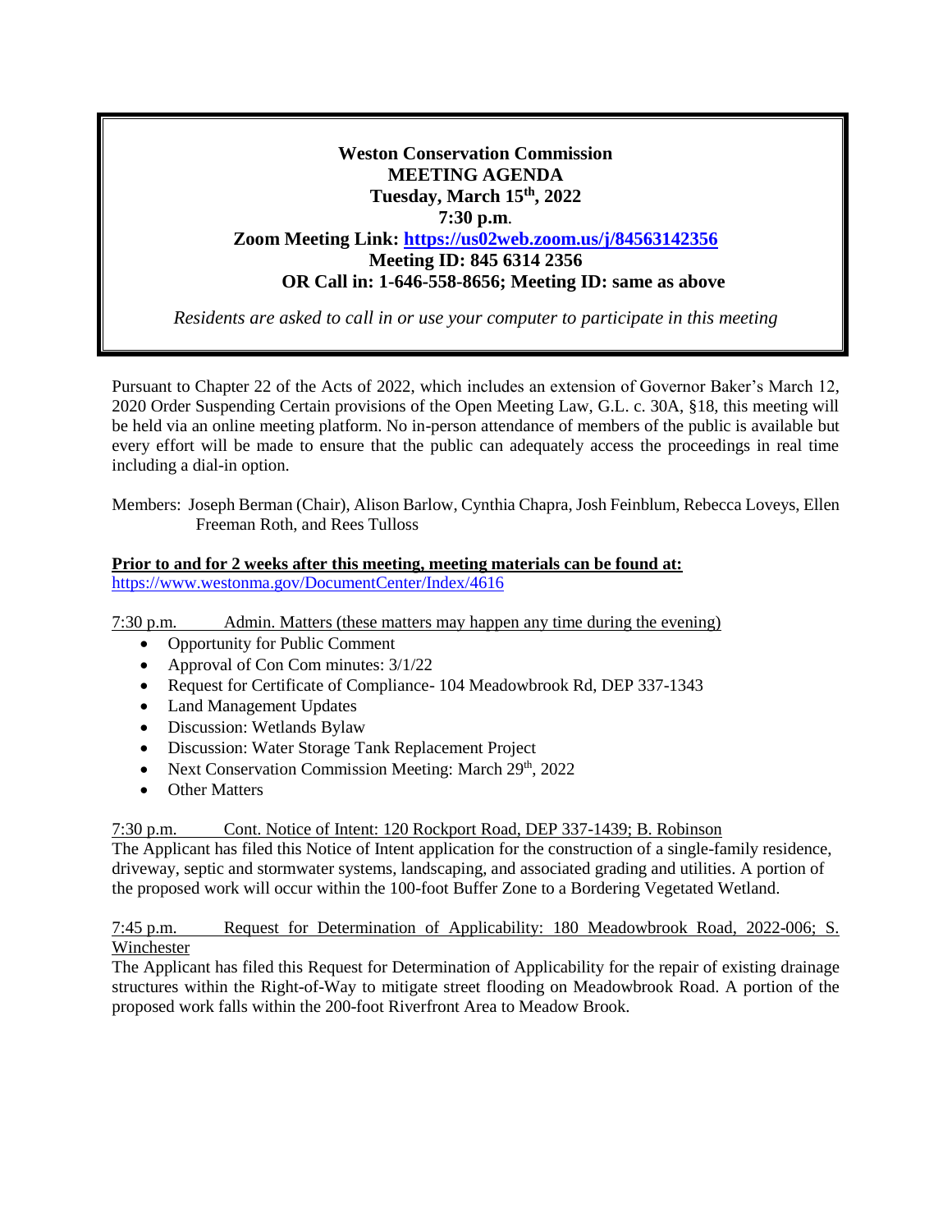# Weston Conservation Commission

## MEETING AGENDA

**Tuesday, March 15th, 2022**

**7:30 p.m.**

**Zoom Meeting Link: [https://us02web.zoom.us/j/84563142356](https://us02web.zoom.us/j/84563142356)**

**Meeting ID: 845 6314 2356**

**OR Call in: 1-646-558-8656; Meeting ID: same as above**

*Residents are asked to call in or use your computer to participate in this meeting*

Pursuant to Chapter 22 of the Acts of 2022, which includes an extension of Governor Baker's March 12, 2020 Order Suspending Certain provisions of the Open Meeting Law, G.L. c. 30A, §18, this meeting will be held via an online meeting platform. No in-person attendance of members of the public is available but every effort will be made to ensure that the public can adequately access the proceedings in real time including a dial-in option.

Members: Joseph Berman (Chair), Alison Barlow, Cynthia Chapra, Josh Feinblum, Rebecca Loveys, Ellen Freeman Roth, and Rees Tulloss

**Prior to and for 2 weeks after this meeting, meeting materials can be found at:**
[https://www.westonma.gov/DocumentCenter/Index/4616](https://www.westonma.gov/DocumentCenter/Index/4616)

7:30 p.m. Admin. Matters (these matters may happen any time during the evening)

- Opportunity for Public Comment
- Approval of Con Com minutes: 3/1/22
- Request for Certificate of Compliance- 104 Meadowbrook Rd, DEP 337-1343
- Land Management Updates
- Discussion: Wetlands Bylaw
- Discussion: Water Storage Tank Replacement Project
- Next Conservation Commission Meeting: March 29th, 2022
- Other Matters

7:30 p.m. Cont. Notice of Intent: 120 Rockport Road, DEP 337-1439; B. Robinson

The Applicant has filed this Notice of Intent application for the construction of a single-family residence, driveway, septic and stormwater systems, landscaping, and associated grading and utilities. A portion of the proposed work will occur within the 100-foot Buffer Zone to a Bordering Vegetated Wetland.

7:45 p.m. Request for Determination of Applicability: 180 Meadowbrook Road, 2022-006; S. Winchester

The Applicant has filed this Request for Determination of Applicability for the repair of existing drainage structures within the Right-of-Way to mitigate street flooding on Meadowbrook Road. A portion of the proposed work falls within the 200-foot Riverfront Area to Meadow Brook.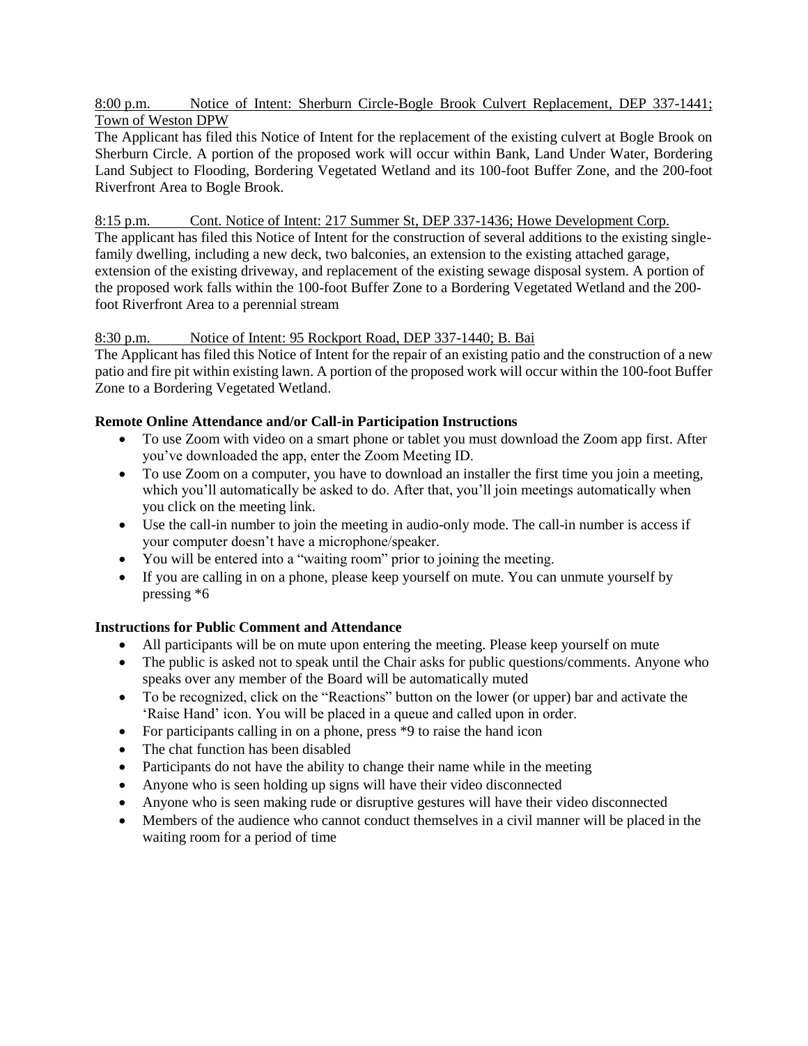8:00 p.m. Notice of Intent: Sherburn Circle-Bogle Brook Culvert Replacement, DEP 337-1441; Town of Weston DPW

The Applicant has filed this Notice of Intent for the replacement of the existing culvert at Bogle Brook on Sherburn Circle. A portion of the proposed work will occur within Bank, Land Under Water, Bordering Land Subject to Flooding, Bordering Vegetated Wetland and its 100-foot Buffer Zone, and the 200-foot Riverfront Area to Bogle Brook.

8:15 p.m. Cont. Notice of Intent: 217 Summer St, DEP 337-1436; Howe Development Corp.

The applicant has filed this Notice of Intent for the construction of several additions to the existing single-family dwelling, including a new deck, two balconies, an extension to the existing attached garage, extension of the existing driveway, and replacement of the existing sewage disposal system. A portion of the proposed work falls within the 100-foot Buffer Zone to a Bordering Vegetated Wetland and the 200-foot Riverfront Area to a perennial stream

8:30 p.m. Notice of Intent: 95 Rockport Road, DEP 337-1440; B. Bai

The Applicant has filed this Notice of Intent for the repair of an existing patio and the construction of a new patio and fire pit within existing lawn. A portion of the proposed work will occur within the 100-foot Buffer Zone to a Bordering Vegetated Wetland.

**Remote Online Attendance and/or Call-in Participation Instructions**

- To use Zoom with video on a smart phone or tablet you must download the Zoom app first. After you've downloaded the app, enter the Zoom Meeting ID.
- To use Zoom on a computer, you have to download an installer the first time you join a meeting, which you'll automatically be asked to do. After that, you'll join meetings automatically when you click on the meeting link.
- Use the call-in number to join the meeting in audio-only mode. The call-in number is access if your computer doesn't have a microphone/speaker.
- You will be entered into a "waiting room" prior to joining the meeting.
- If you are calling in on a phone, please keep yourself on mute. You can unmute yourself by pressing *6

**Instructions for Public Comment and Attendance**

- All participants will be on mute upon entering the meeting. Please keep yourself on mute
- The public is asked not to speak until the Chair asks for public questions/comments. Anyone who speaks over any member of the Board will be automatically muted
- To be recognized, click on the "Reactions" button on the lower (or upper) bar and activate the 'Raise Hand' icon. You will be placed in a queue and called upon in order.
- For participants calling in on a phone, press *9 to raise the hand icon
- The chat function has been disabled
- Participants do not have the ability to change their name while in the meeting
- Anyone who is seen holding up signs will have their video disconnected
- Anyone who is seen making rude or disruptive gestures will have their video disconnected
- Members of the audience who cannot conduct themselves in a civil manner will be placed in the waiting room for a period of time